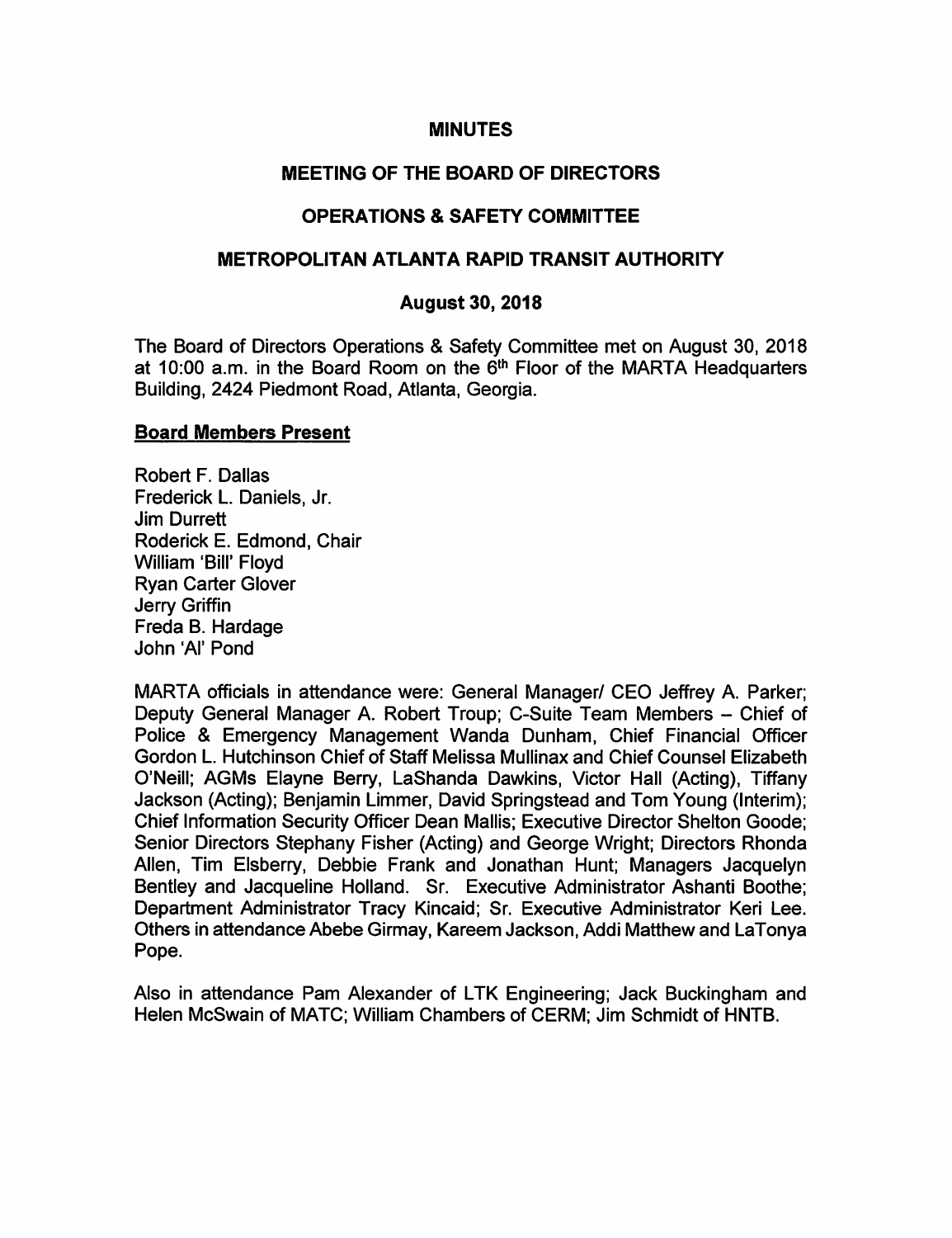# MINUTES

## MEETING OF THE BOARD OF DIRECTORS

## OPERATIONS & SAFETY COMMITTEE

## METROPOLITAN ATLANTA RAPID TRANSIT AUTHORITY

## August 30, 2018

The Board of Directors Operations & Safety Committee met on August 30, 2018 at 10:00 a.m. in the Board Room on the 6th Floor of the MARTA Headquarters Building, 2424 Piedmont Road, Atlanta, Georgia.

**Board Members Present**

Robert F. Dallas
Frederick L. Daniels, Jr.
Jim Durrett
Roderick E. Edmond, Chair
William 'Bill' Floyd
Ryan Carter Glover
Jerry Griffin
Freda B. Hardage
John 'Al' Pond

MARTA officials in attendance were: General Manager/ CEO Jeffrey A. Parker; Deputy General Manager A. Robert Troup; C-Suite Team Members – Chief of Police & Emergency Management Wanda Dunham, Chief Financial Officer Gordon L. Hutchinson Chief of Staff Melissa Mullinax and Chief Counsel Elizabeth O'Neill; AGMs Elayne Berry, LaShanda Dawkins, Victor Hall (Acting), Tiffany Jackson (Acting); Benjamin Limmer, David Springstead and Tom Young (Interim); Chief Information Security Officer Dean Mallis; Executive Director Shelton Goode; Senior Directors Stephany Fisher (Acting) and George Wright; Directors Rhonda Allen, Tim Elsberry, Debbie Frank and Jonathan Hunt; Managers Jacquelyn Bentley and Jacqueline Holland. Sr. Executive Administrator Ashanti Boothe; Department Administrator Tracy Kincaid; Sr. Executive Administrator Keri Lee. Others in attendance Abebe Girmay, Kareem Jackson, Addi Matthew and LaTonya Pope.

Also in attendance Pam Alexander of LTK Engineering; Jack Buckingham and Helen McSwain of MATC; William Chambers of CERM; Jim Schmidt of HNTB.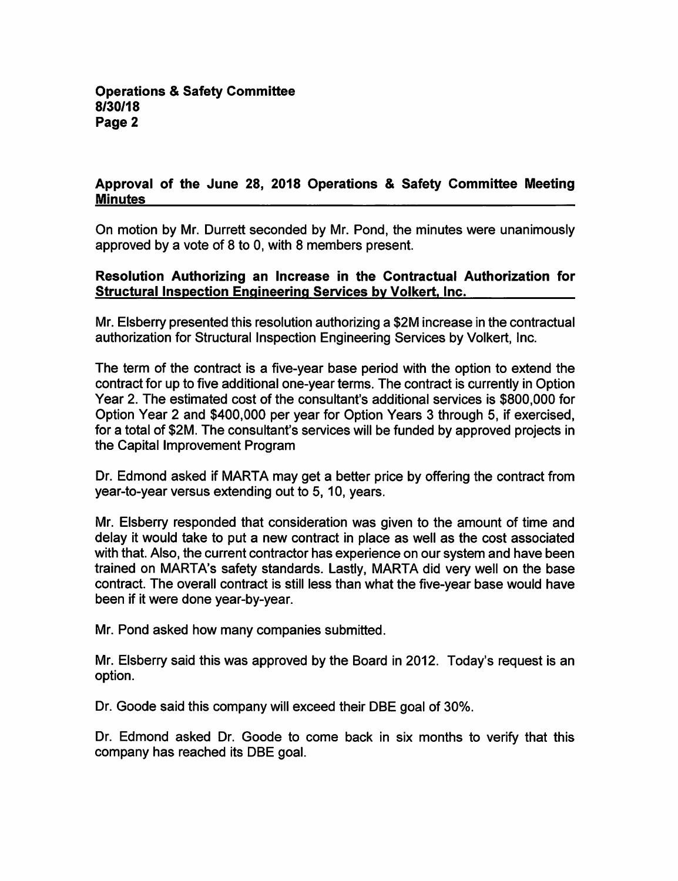## Approval of the June 28, 2018 Operations & Safety Committee Meeting Minutes

On motion by Mr. Durrett seconded by Mr. Pond, the minutes were unanimously approved by a vote of 8 to 0, with 8 members present.

## Resolution Authorizing an Increase in the Contractual Authorization for Structural Inspection Engineering Services by Volkert, Inc.

Mr. Elsberry presented this resolution authorizing a $2M increase in the contractual authorization for Structural Inspection Engineering Services by Volkert, Inc.

The term of the contract is a five-year base period with the option to extend the contract for up to five additional one-year terms. The contract is currently in Option Year 2. The estimated cost of the consultant's additional services is $800,000 for Option Year 2 and $400,000 per year for Option Years 3 through 5, if exercised, for a total of $2M. The consultant's services will be funded by approved projects in the Capital Improvement Program

Dr. Edmond asked if MARTA may get a better price by offering the contract from year-to-year versus extending out to 5, 10, years.

Mr. Elsberry responded that consideration was given to the amount of time and delay it would take to put a new contract in place as well as the cost associated with that. Also, the current contractor has experience on our system and have been trained on MARTA's safety standards. Lastly, MARTA did very well on the base contract. The overall contract is still less than what the five-year base would have been if it were done year-by-year.

Mr. Pond asked how many companies submitted.

Mr. Elsberry said this was approved by the Board in 2012. Today's request is an option.

Dr. Goode said this company will exceed their DBE goal of 30%.

Dr. Edmond asked Dr. Goode to come back in six months to verify that this company has reached its DBE goal.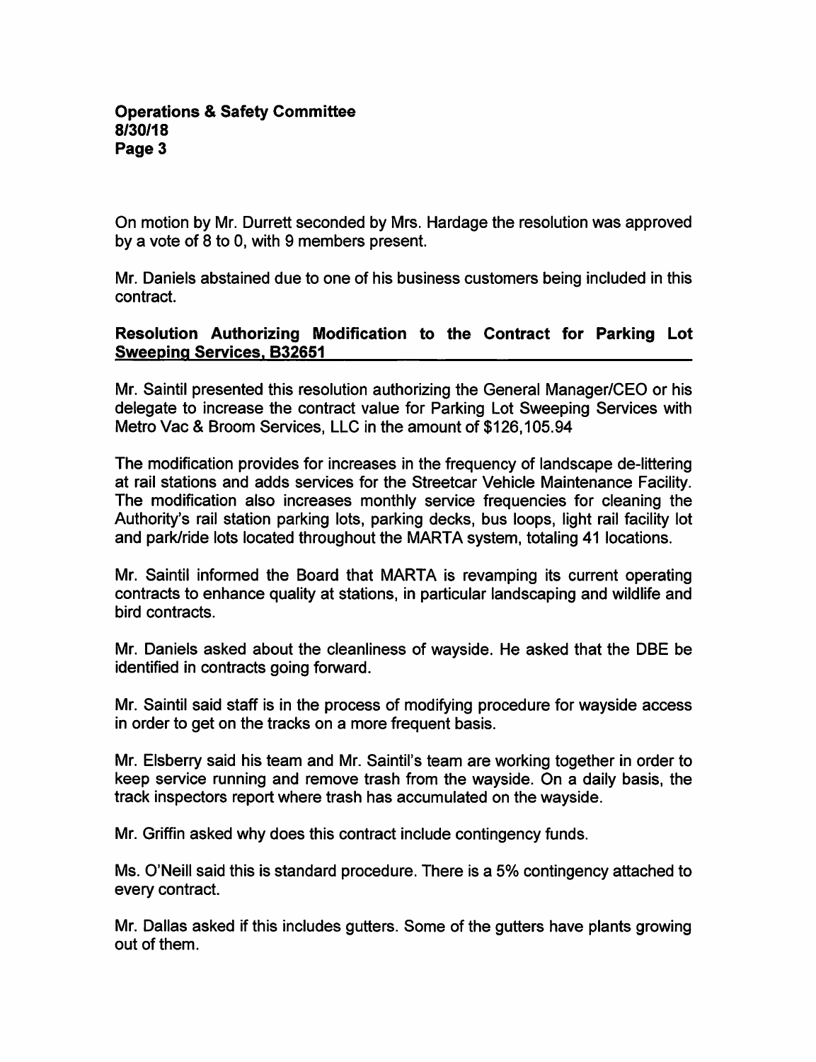On motion by Mr. Durrett seconded by Mrs. Hardage the resolution was approved by a vote of 8 to 0, with 9 members present.

Mr. Daniels abstained due to one of his business customers being included in this contract.

**Resolution Authorizing Modification to the Contract for Parking Lot Sweeping Services, B32651**

Mr. Saintil presented this resolution authorizing the General Manager/CEO or his delegate to increase the contract value for Parking Lot Sweeping Services with Metro Vac & Broom Services, LLC in the amount of $126,105.94

The modification provides for increases in the frequency of landscape de-littering at rail stations and adds services for the Streetcar Vehicle Maintenance Facility. The modification also increases monthly service frequencies for cleaning the Authority's rail station parking lots, parking decks, bus loops, light rail facility lot and park/ride lots located throughout the MARTA system, totaling 41 locations.

Mr. Saintil informed the Board that MARTA is revamping its current operating contracts to enhance quality at stations, in particular landscaping and wildlife and bird contracts.

Mr. Daniels asked about the cleanliness of wayside. He asked that the DBE be identified in contracts going forward.

Mr. Saintil said staff is in the process of modifying procedure for wayside access in order to get on the tracks on a more frequent basis.

Mr. Elsberry said his team and Mr. Saintil's team are working together in order to keep service running and remove trash from the wayside. On a daily basis, the track inspectors report where trash has accumulated on the wayside.

Mr. Griffin asked why does this contract include contingency funds.

Ms. O'Neill said this is standard procedure. There is a 5% contingency attached to every contract.

Mr. Dallas asked if this includes gutters. Some of the gutters have plants growing out of them.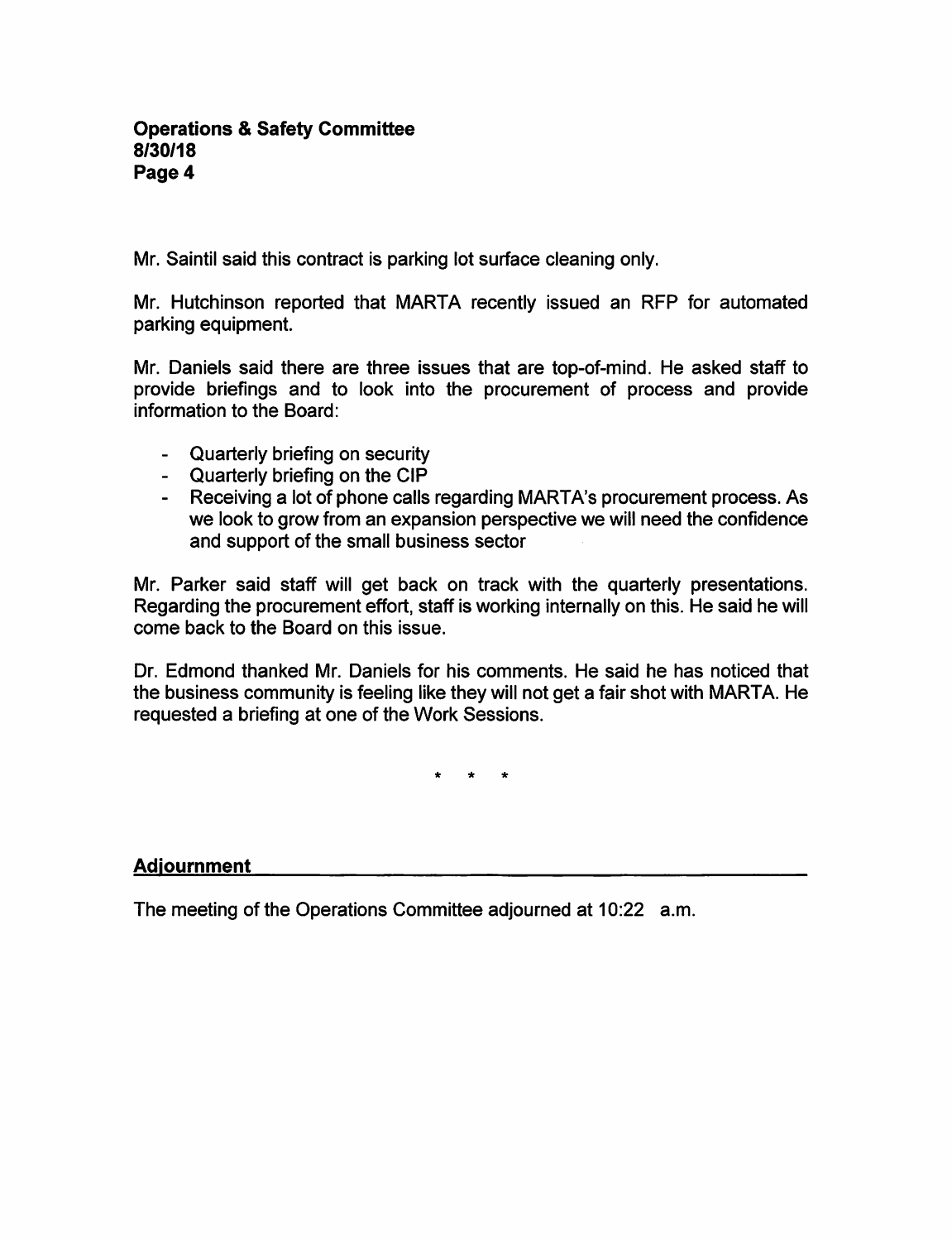Mr. Saintil said this contract is parking lot surface cleaning only.

Mr. Hutchinson reported that MARTA recently issued an RFP for automated parking equipment.

Mr. Daniels said there are three issues that are top-of-mind. He asked staff to provide briefings and to look into the procurement of process and provide information to the Board:

- Quarterly briefing on security
- Quarterly briefing on the CIP
- Receiving a lot of phone calls regarding MARTA's procurement process. As we look to grow from an expansion perspective we will need the confidence and support of the small business sector

Mr. Parker said staff will get back on track with the quarterly presentations. Regarding the procurement effort, staff is working internally on this. He said he will come back to the Board on this issue.

Dr. Edmond thanked Mr. Daniels for his comments. He said he has noticed that the business community is feeling like they will not get a fair shot with MARTA. He requested a briefing at one of the Work Sessions.

\* \* \*

## Adjournment

The meeting of the Operations Committee adjourned at 10:22 a.m.